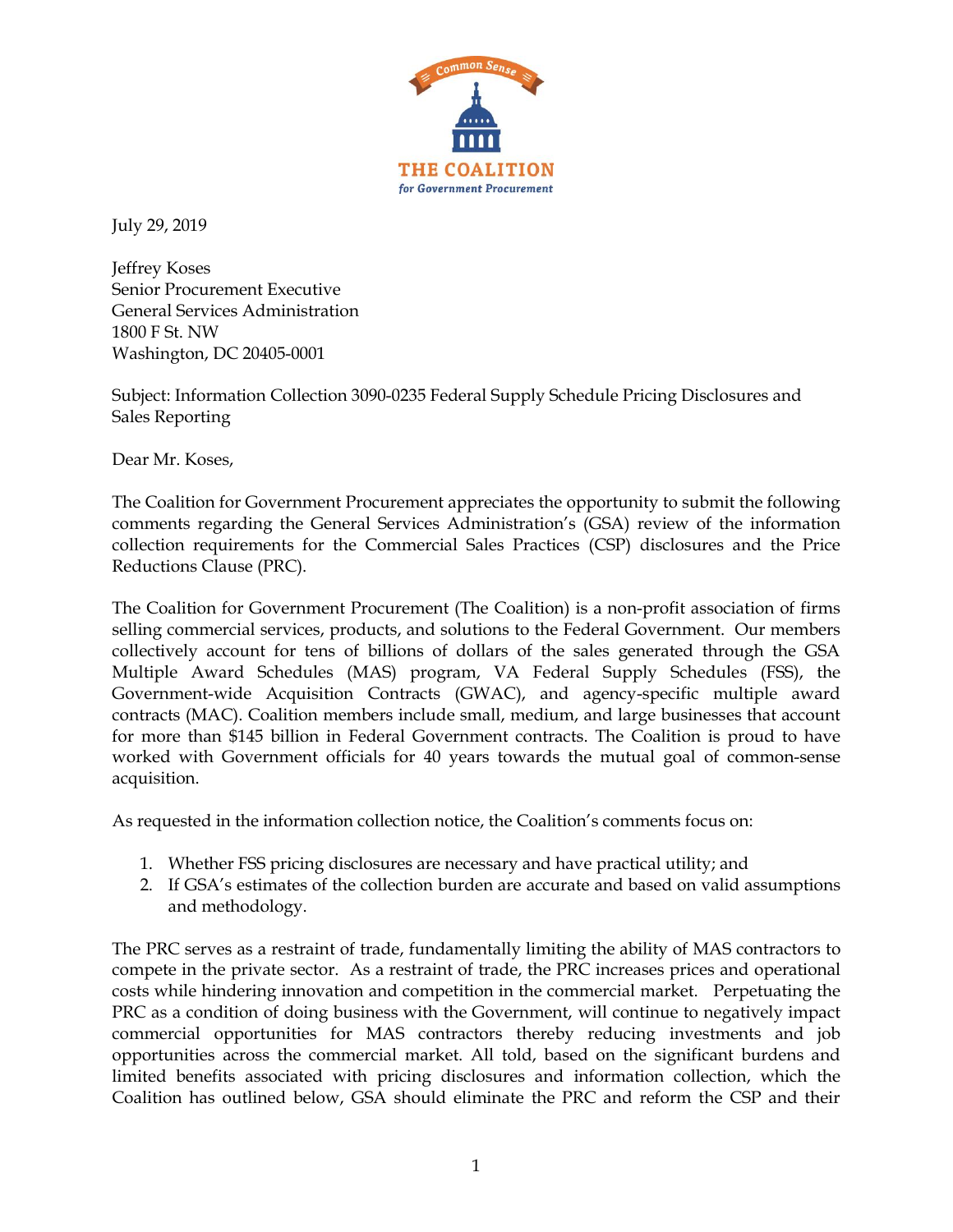Common Sense

THE COALITION

*for Government Procurement*

July 29, 2019

Jeffrey Koses
Senior Procurement Executive
General Services Administration
1800 F St. NW
Washington, DC 20405-0001

Subject: Information Collection 3090-0235 Federal Supply Schedule Pricing Disclosures and Sales Reporting

Dear Mr. Koses,

The Coalition for Government Procurement appreciates the opportunity to submit the following comments regarding the General Services Administration's (GSA) review of the information collection requirements for the Commercial Sales Practices (CSP) disclosures and the Price Reductions Clause (PRC).

The Coalition for Government Procurement (The Coalition) is a non-profit association of firms selling commercial services, products, and solutions to the Federal Government. Our members collectively account for tens of billions of dollars of the sales generated through the GSA Multiple Award Schedules (MAS) program, VA Federal Supply Schedules (FSS), the Government-wide Acquisition Contracts (GWAC), and agency-specific multiple award contracts (MAC). Coalition members include small, medium, and large businesses that account for more than $145 billion in Federal Government contracts. The Coalition is proud to have worked with Government officials for 40 years towards the mutual goal of common-sense acquisition.

As requested in the information collection notice, the Coalition's comments focus on:

1. Whether FSS pricing disclosures are necessary and have practical utility; and
2. If GSA's estimates of the collection burden are accurate and based on valid assumptions and methodology.

The PRC serves as a restraint of trade, fundamentally limiting the ability of MAS contractors to compete in the private sector. As a restraint of trade, the PRC increases prices and operational costs while hindering innovation and competition in the commercial market. Perpetuating the PRC as a condition of doing business with the Government, will continue to negatively impact commercial opportunities for MAS contractors thereby reducing investments and job opportunities across the commercial market. All told, based on the significant burdens and limited benefits associated with pricing disclosures and information collection, which the Coalition has outlined below, GSA should eliminate the PRC and reform the CSP and their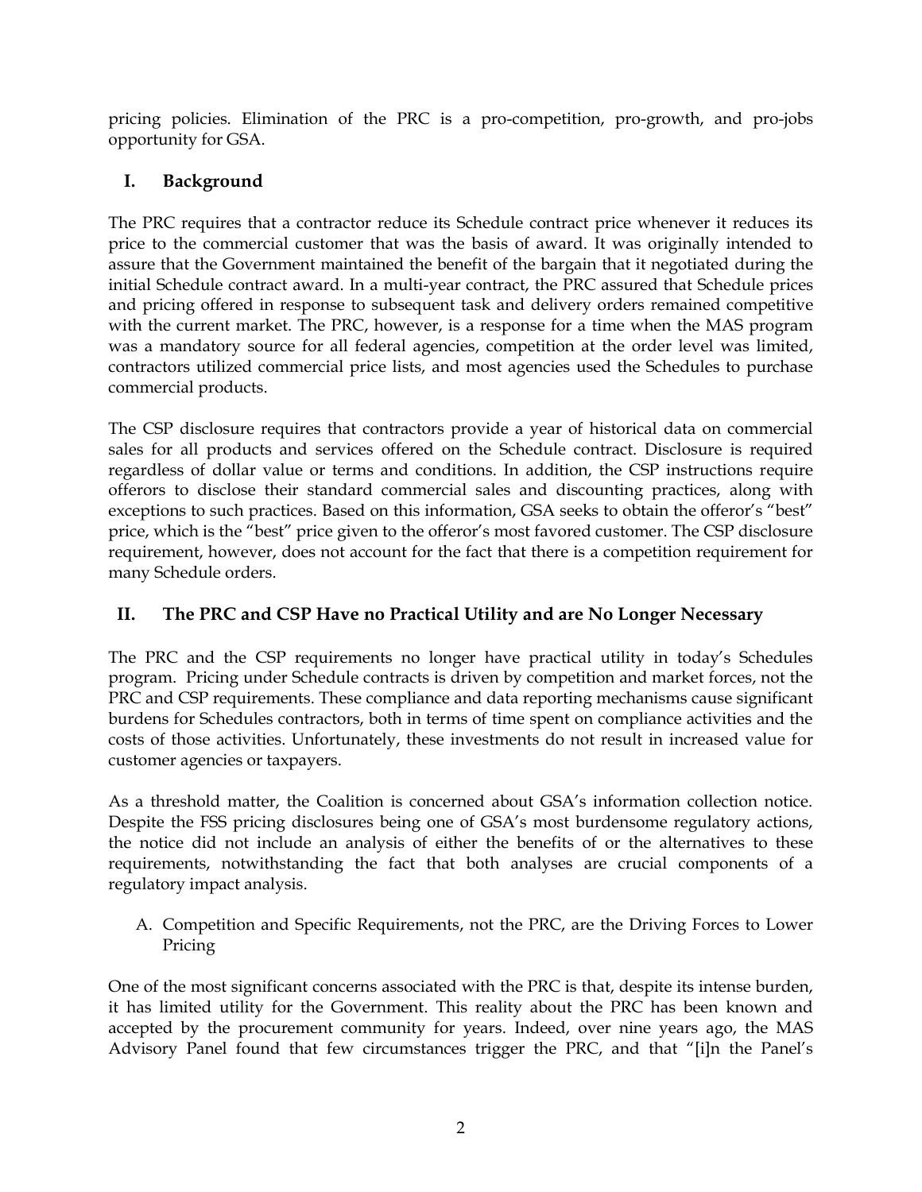pricing policies. Elimination of the PRC is a pro-competition, pro-growth, and pro-jobs opportunity for GSA.

## I. Background

The PRC requires that a contractor reduce its Schedule contract price whenever it reduces its price to the commercial customer that was the basis of award. It was originally intended to assure that the Government maintained the benefit of the bargain that it negotiated during the initial Schedule contract award. In a multi-year contract, the PRC assured that Schedule prices and pricing offered in response to subsequent task and delivery orders remained competitive with the current market. The PRC, however, is a response for a time when the MAS program was a mandatory source for all federal agencies, competition at the order level was limited, contractors utilized commercial price lists, and most agencies used the Schedules to purchase commercial products.

The CSP disclosure requires that contractors provide a year of historical data on commercial sales for all products and services offered on the Schedule contract. Disclosure is required regardless of dollar value or terms and conditions. In addition, the CSP instructions require offerors to disclose their standard commercial sales and discounting practices, along with exceptions to such practices. Based on this information, GSA seeks to obtain the offeror's "best" price, which is the "best" price given to the offeror's most favored customer. The CSP disclosure requirement, however, does not account for the fact that there is a competition requirement for many Schedule orders.

## II. The PRC and CSP Have no Practical Utility and are No Longer Necessary

The PRC and the CSP requirements no longer have practical utility in today's Schedules program. Pricing under Schedule contracts is driven by competition and market forces, not the PRC and CSP requirements. These compliance and data reporting mechanisms cause significant burdens for Schedules contractors, both in terms of time spent on compliance activities and the costs of those activities. Unfortunately, these investments do not result in increased value for customer agencies or taxpayers.

As a threshold matter, the Coalition is concerned about GSA's information collection notice. Despite the FSS pricing disclosures being one of GSA's most burdensome regulatory actions, the notice did not include an analysis of either the benefits of or the alternatives to these requirements, notwithstanding the fact that both analyses are crucial components of a regulatory impact analysis.

A. Competition and Specific Requirements, not the PRC, are the Driving Forces to Lower Pricing

One of the most significant concerns associated with the PRC is that, despite its intense burden, it has limited utility for the Government. This reality about the PRC has been known and accepted by the procurement community for years. Indeed, over nine years ago, the MAS Advisory Panel found that few circumstances trigger the PRC, and that "[i]n the Panel's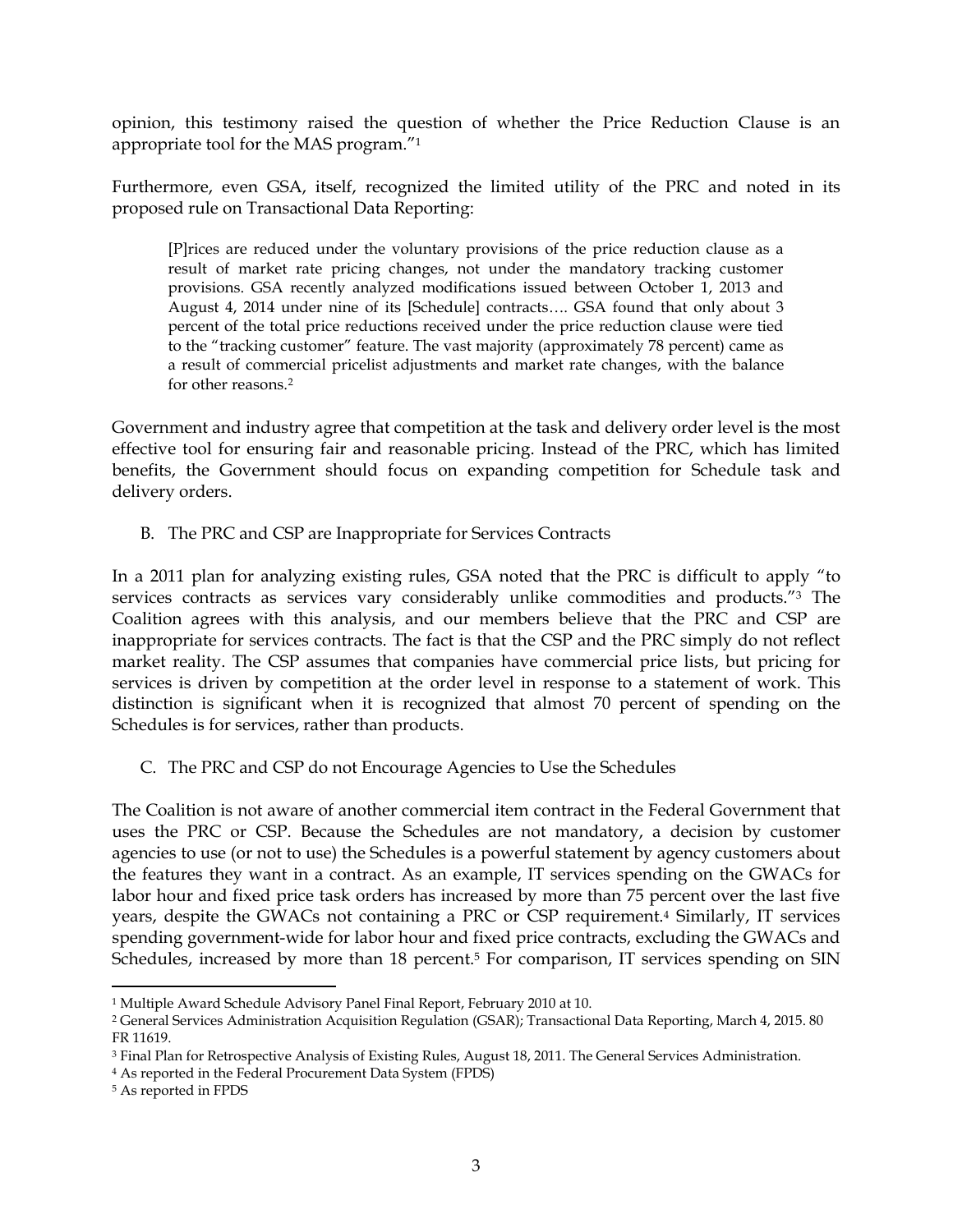opinion, this testimony raised the question of whether the Price Reduction Clause is an appropriate tool for the MAS program."[1]

Furthermore, even GSA, itself, recognized the limited utility of the PRC and noted in its proposed rule on Transactional Data Reporting:

> [P]rices are reduced under the voluntary provisions of the price reduction clause as a result of market rate pricing changes, not under the mandatory tracking customer provisions. GSA recently analyzed modifications issued between October 1, 2013 and August 4, 2014 under nine of its [Schedule] contracts…. GSA found that only about 3 percent of the total price reductions received under the price reduction clause were tied to the "tracking customer" feature. The vast majority (approximately 78 percent) came as a result of commercial pricelist adjustments and market rate changes, with the balance for other reasons.[2]

Government and industry agree that competition at the task and delivery order level is the most effective tool for ensuring fair and reasonable pricing. Instead of the PRC, which has limited benefits, the Government should focus on expanding competition for Schedule task and delivery orders.

B. The PRC and CSP are Inappropriate for Services Contracts

In a 2011 plan for analyzing existing rules, GSA noted that the PRC is difficult to apply "to services contracts as services vary considerably unlike commodities and products."[3] The Coalition agrees with this analysis, and our members believe that the PRC and CSP are inappropriate for services contracts. The fact is that the CSP and the PRC simply do not reflect market reality. The CSP assumes that companies have commercial price lists, but pricing for services is driven by competition at the order level in response to a statement of work. This distinction is significant when it is recognized that almost 70 percent of spending on the Schedules is for services, rather than products.

C. The PRC and CSP do not Encourage Agencies to Use the Schedules

The Coalition is not aware of another commercial item contract in the Federal Government that uses the PRC or CSP. Because the Schedules are not mandatory, a decision by customer agencies to use (or not to use) the Schedules is a powerful statement by agency customers about the features they want in a contract. As an example, IT services spending on the GWACs for labor hour and fixed price task orders has increased by more than 75 percent over the last five years, despite the GWACs not containing a PRC or CSP requirement.[4] Similarly, IT services spending government-wide for labor hour and fixed price contracts, excluding the GWACs and Schedules, increased by more than 18 percent.[5] For comparison, IT services spending on SIN

---

[1] Multiple Award Schedule Advisory Panel Final Report, February 2010 at 10.

[2] General Services Administration Acquisition Regulation (GSAR); Transactional Data Reporting, March 4, 2015. 80 FR 11619.

[3] Final Plan for Retrospective Analysis of Existing Rules, August 18, 2011. The General Services Administration.

[4] As reported in the Federal Procurement Data System (FPDS)

[5] As reported in FPDS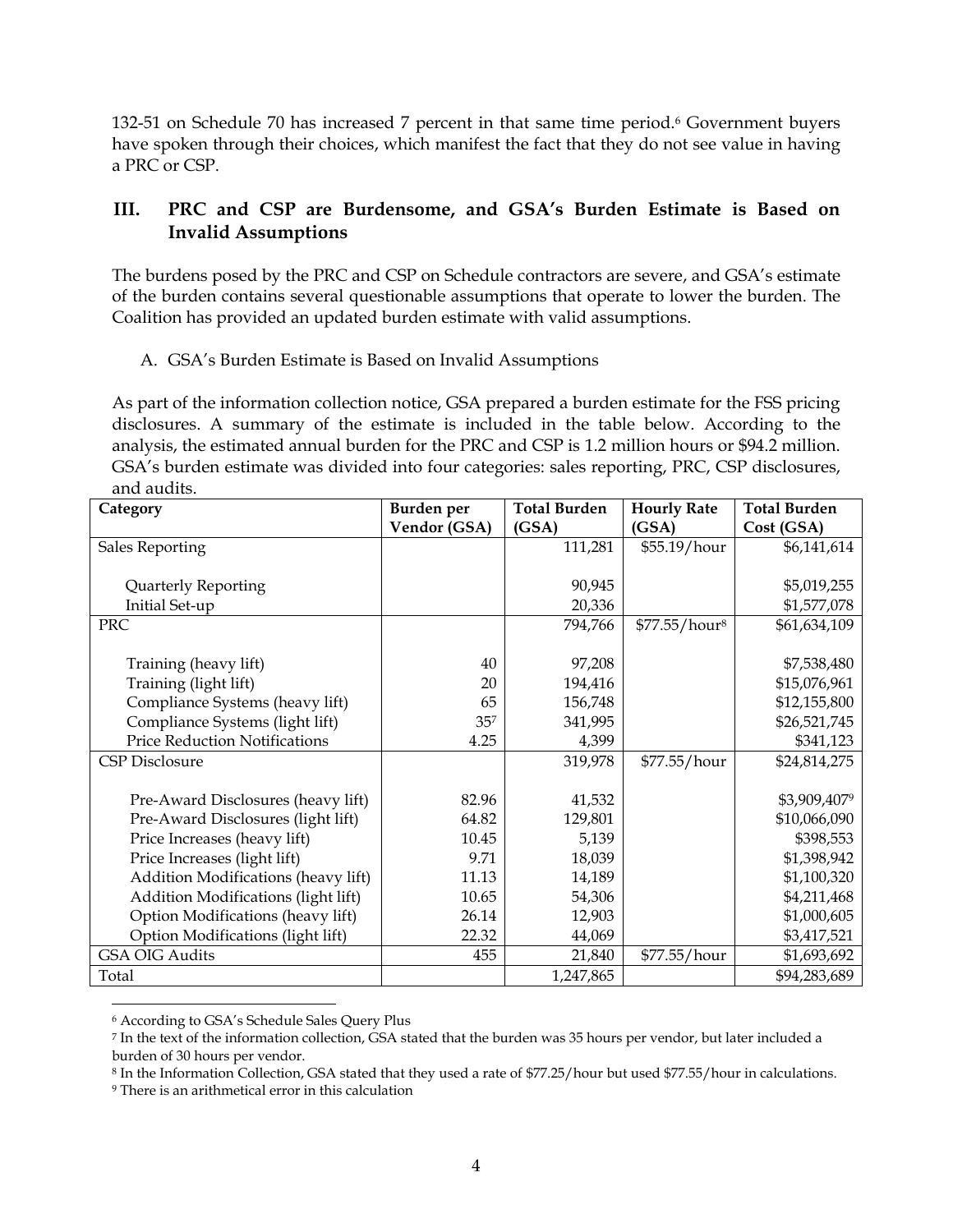132-51 on Schedule 70 has increased 7 percent in that same time period.[6] Government buyers have spoken through their choices, which manifest the fact that they do not see value in having a PRC or CSP.

## III. PRC and CSP are Burdensome, and GSA's Burden Estimate is Based on Invalid Assumptions

The burdens posed by the PRC and CSP on Schedule contractors are severe, and GSA's estimate of the burden contains several questionable assumptions that operate to lower the burden. The Coalition has provided an updated burden estimate with valid assumptions.

### A. GSA's Burden Estimate is Based on Invalid Assumptions

As part of the information collection notice, GSA prepared a burden estimate for the FSS pricing disclosures. A summary of the estimate is included in the table below. According to the analysis, the estimated annual burden for the PRC and CSP is 1.2 million hours or $94.2 million. GSA's burden estimate was divided into four categories: sales reporting, PRC, CSP disclosures, and audits.

| Category | Burden per Vendor (GSA) | Total Burden (GSA) | Hourly Rate (GSA) | Total Burden Cost (GSA) |
|---|---|---|---|---|
| Sales Reporting | | 111,281 | $55.19/hour | $6,141,614 |
| Quarterly Reporting | | 90,945 | | $5,019,255 |
| Initial Set-up | | 20,336 | | $1,577,078 |
| PRC | | 794,766 | $77.55/hour[8] | $61,634,109 |
| Training (heavy lift) | 40 | 97,208 | | $7,538,480 |
| Training (light lift) | 20 | 194,416 | | $15,076,961 |
| Compliance Systems (heavy lift) | 65 | 156,748 | | $12,155,800 |
| Compliance Systems (light lift) | 35[7] | 341,995 | | $26,521,745 |
| Price Reduction Notifications | 4.25 | 4,399 | | $341,123 |
| CSP Disclosure | | 319,978 | $77.55/hour | $24,814,275 |
| Pre-Award Disclosures (heavy lift) | 82.96 | 41,532 | | $3,909,407[9] |
| Pre-Award Disclosures (light lift) | 64.82 | 129,801 | | $10,066,090 |
| Price Increases (heavy lift) | 10.45 | 5,139 | | $398,553 |
| Price Increases (light lift) | 9.71 | 18,039 | | $1,398,942 |
| Addition Modifications (heavy lift) | 11.13 | 14,189 | | $1,100,320 |
| Addition Modifications (light lift) | 10.65 | 54,306 | | $4,211,468 |
| Option Modifications (heavy lift) | 26.14 | 12,903 | | $1,000,605 |
| Option Modifications (light lift) | 22.32 | 44,069 | | $3,417,521 |
| GSA OIG Audits | 455 | 21,840 | $77.55/hour | $1,693,692 |
| Total | | 1,247,865 | | $94,283,689 |

[6] According to GSA's Schedule Sales Query Plus

[7] In the text of the information collection, GSA stated that the burden was 35 hours per vendor, but later included a burden of 30 hours per vendor.

[8] In the Information Collection, GSA stated that they used a rate of $77.25/hour but used $77.55/hour in calculations.

[9] There is an arithmetical error in this calculation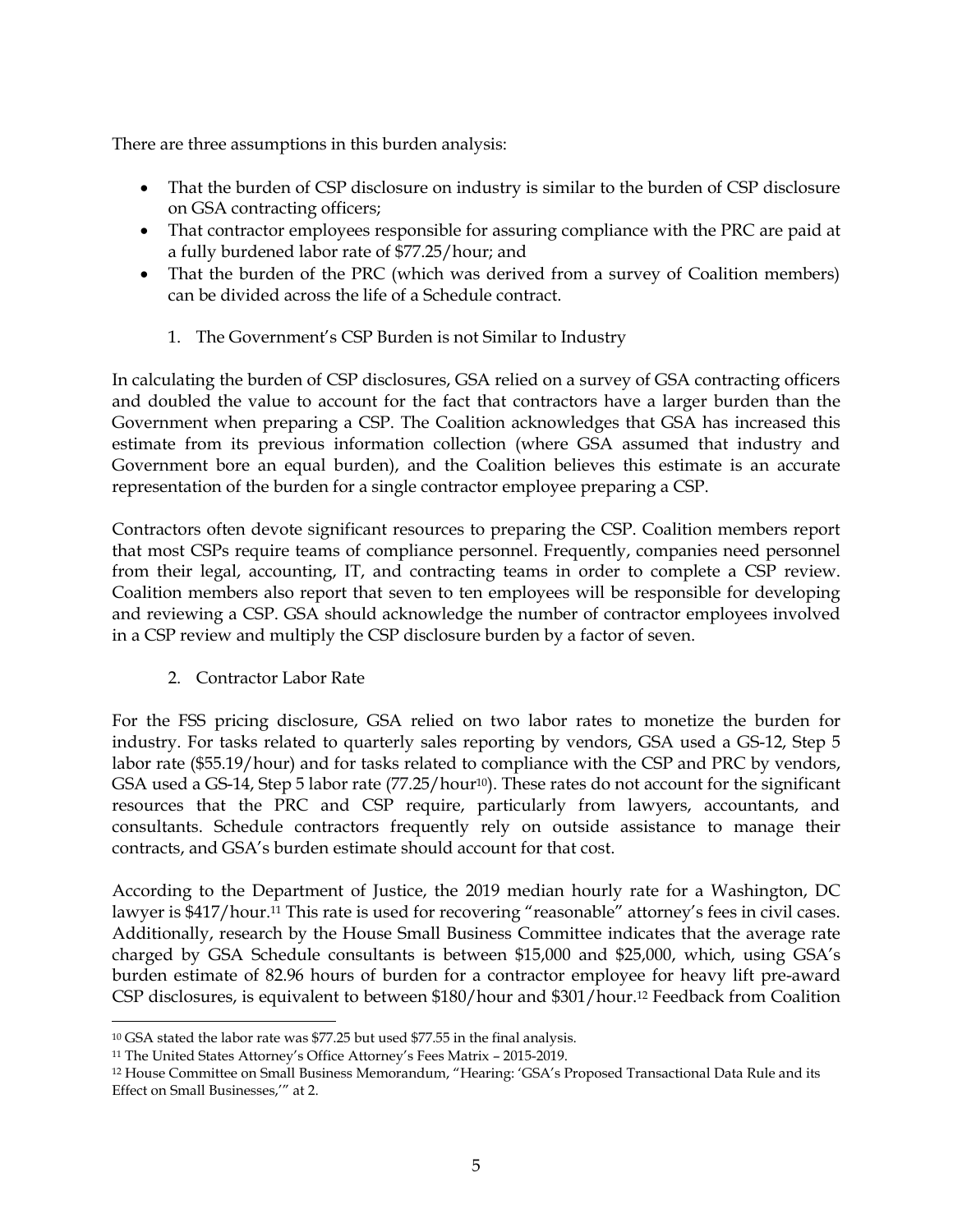There are three assumptions in this burden analysis:

- That the burden of CSP disclosure on industry is similar to the burden of CSP disclosure on GSA contracting officers;
- That contractor employees responsible for assuring compliance with the PRC are paid at a fully burdened labor rate of $77.25/hour; and
- That the burden of the PRC (which was derived from a survey of Coalition members) can be divided across the life of a Schedule contract.

### 1. The Government's CSP Burden is not Similar to Industry

In calculating the burden of CSP disclosures, GSA relied on a survey of GSA contracting officers and doubled the value to account for the fact that contractors have a larger burden than the Government when preparing a CSP. The Coalition acknowledges that GSA has increased this estimate from its previous information collection (where GSA assumed that industry and Government bore an equal burden), and the Coalition believes this estimate is an accurate representation of the burden for a single contractor employee preparing a CSP.

Contractors often devote significant resources to preparing the CSP. Coalition members report that most CSPs require teams of compliance personnel. Frequently, companies need personnel from their legal, accounting, IT, and contracting teams in order to complete a CSP review. Coalition members also report that seven to ten employees will be responsible for developing and reviewing a CSP. GSA should acknowledge the number of contractor employees involved in a CSP review and multiply the CSP disclosure burden by a factor of seven.

### 2. Contractor Labor Rate

For the FSS pricing disclosure, GSA relied on two labor rates to monetize the burden for industry. For tasks related to quarterly sales reporting by vendors, GSA used a GS-12, Step 5 labor rate ($55.19/hour) and for tasks related to compliance with the CSP and PRC by vendors, GSA used a GS-14, Step 5 labor rate (77.25/hour[10]). These rates do not account for the significant resources that the PRC and CSP require, particularly from lawyers, accountants, and consultants. Schedule contractors frequently rely on outside assistance to manage their contracts, and GSA's burden estimate should account for that cost.

According to the Department of Justice, the 2019 median hourly rate for a Washington, DC lawyer is $417/hour.[11] This rate is used for recovering "reasonable" attorney's fees in civil cases. Additionally, research by the House Small Business Committee indicates that the average rate charged by GSA Schedule consultants is between $15,000 and $25,000, which, using GSA's burden estimate of 82.96 hours of burden for a contractor employee for heavy lift pre-award CSP disclosures, is equivalent to between $180/hour and $301/hour.[12] Feedback from Coalition

---

[10] GSA stated the labor rate was $77.25 but used $77.55 in the final analysis.

[11] The United States Attorney's Office Attorney's Fees Matrix – 2015-2019.

[12] House Committee on Small Business Memorandum, "Hearing: 'GSA's Proposed Transactional Data Rule and its Effect on Small Businesses,'" at 2.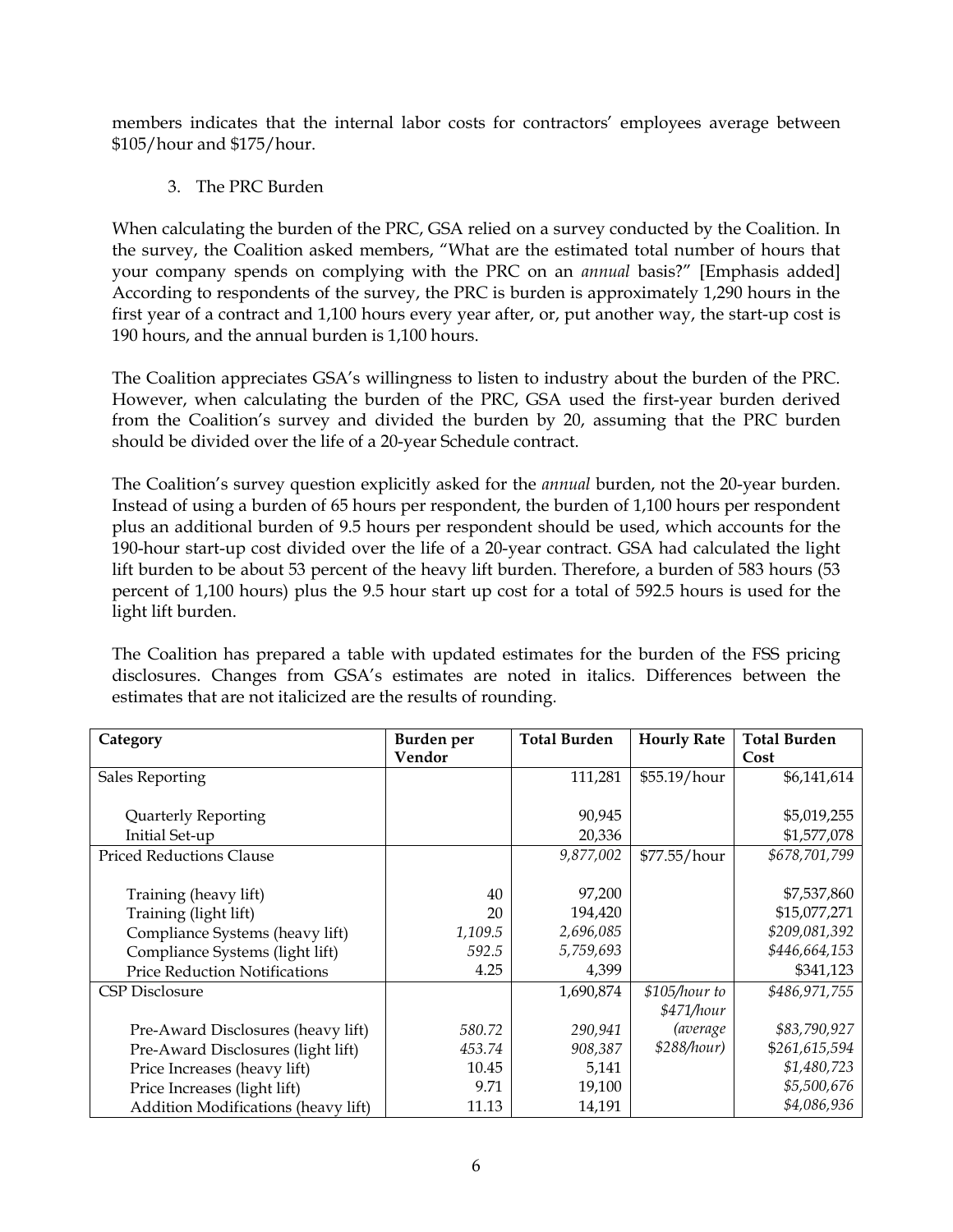members indicates that the internal labor costs for contractors' employees average between \$105/hour and \$175/hour.

### 3. The PRC Burden

When calculating the burden of the PRC, GSA relied on a survey conducted by the Coalition. In the survey, the Coalition asked members, "What are the estimated total number of hours that your company spends on complying with the PRC on an *annual* basis?" [Emphasis added] According to respondents of the survey, the PRC is burden is approximately 1,290 hours in the first year of a contract and 1,100 hours every year after, or, put another way, the start-up cost is 190 hours, and the annual burden is 1,100 hours.

The Coalition appreciates GSA's willingness to listen to industry about the burden of the PRC. However, when calculating the burden of the PRC, GSA used the first-year burden derived from the Coalition's survey and divided the burden by 20, assuming that the PRC burden should be divided over the life of a 20-year Schedule contract.

The Coalition's survey question explicitly asked for the *annual* burden, not the 20-year burden. Instead of using a burden of 65 hours per respondent, the burden of 1,100 hours per respondent plus an additional burden of 9.5 hours per respondent should be used, which accounts for the 190-hour start-up cost divided over the life of a 20-year contract. GSA had calculated the light lift burden to be about 53 percent of the heavy lift burden. Therefore, a burden of 583 hours (53 percent of 1,100 hours) plus the 9.5 hour start up cost for a total of 592.5 hours is used for the light lift burden.

The Coalition has prepared a table with updated estimates for the burden of the FSS pricing disclosures. Changes from GSA's estimates are noted in italics. Differences between the estimates that are not italicized are the results of rounding.

| Category | Burden per Vendor | Total Burden | Hourly Rate | Total Burden Cost |
|---|---|---|---|---|
| Sales Reporting | | 111,281 | \$55.19/hour | \$6,141,614 |
| Quarterly Reporting | | 90,945 | | \$5,019,255 |
| Initial Set-up | | 20,336 | | \$1,577,078 |
| Priced Reductions Clause | | *9,877,002* | \$77.55/hour | *\$678,701,799* |
| Training (heavy lift) | 40 | 97,200 | | \$7,537,860 |
| Training (light lift) | 20 | 194,420 | | \$15,077,271 |
| Compliance Systems (heavy lift) | *1,109.5* | *2,696,085* | | *\$209,081,392* |
| Compliance Systems (light lift) | *592.5* | *5,759,693* | | *\$446,664,153* |
| Price Reduction Notifications | 4.25 | 4,399 | | \$341,123 |
| CSP Disclosure | | 1,690,874 | *\$105/hour to \$471/hour (average \$288/hour)* | *\$486,971,755* |
| Pre-Award Disclosures (heavy lift) | *580.72* | *290,941* | | *\$83,790,927* |
| Pre-Award Disclosures (light lift) | *453.74* | *908,387* | | \$261,615,594 |
| Price Increases (heavy lift) | 10.45 | 5,141 | | *\$1,480,723* |
| Price Increases (light lift) | 9.71 | 19,100 | | *\$5,500,676* |
| Addition Modifications (heavy lift) | 11.13 | 14,191 | | *\$4,086,936* |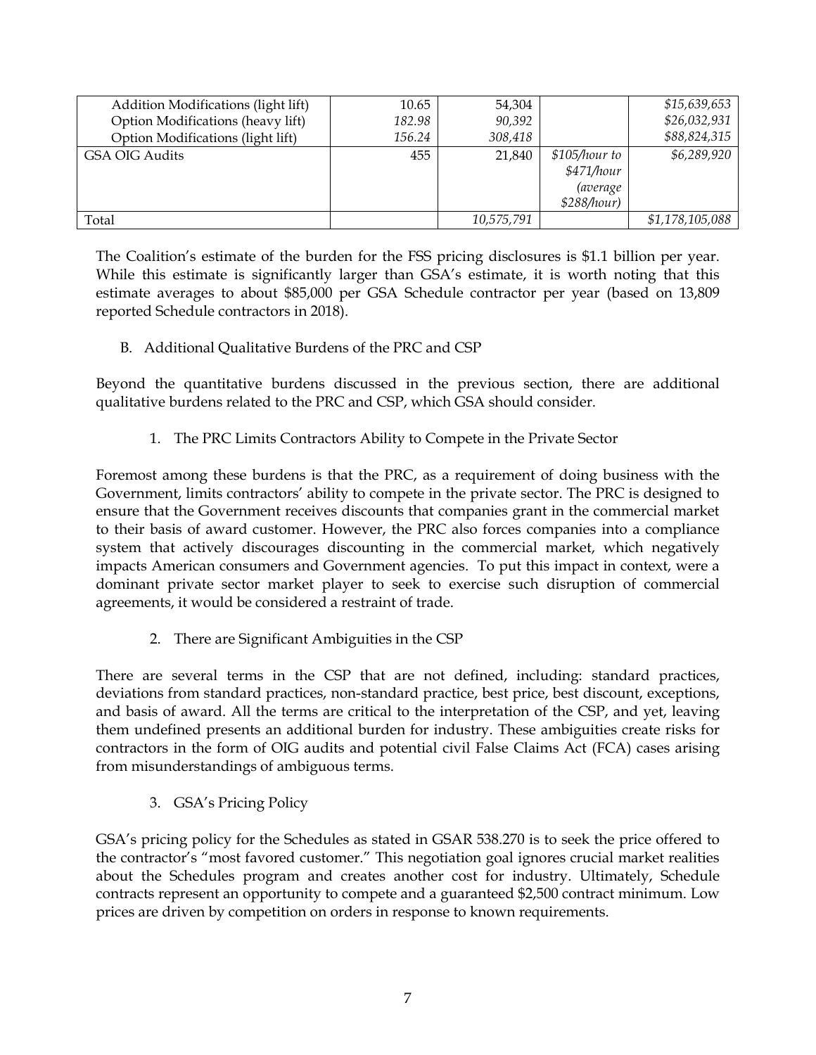| | | | | |
|---|---|---|---|---|
| Addition Modifications (light lift) | 10.65 | 54,304 | | *$15,639,653* |
| Option Modifications (heavy lift) | *182.98* | *90,392* | | *$26,032,931* |
| Option Modifications (light lift) | *156.24* | *308,418* | | *$88,824,315* |
| GSA OIG Audits | 455 | 21,840 | *$105/hour to $471/hour (average $288/hour)* | *$6,289,920* |
| Total | | *10,575,791* | | *$1,178,105,088* |

The Coalition's estimate of the burden for the FSS pricing disclosures is $1.1 billion per year. While this estimate is significantly larger than GSA's estimate, it is worth noting that this estimate averages to about $85,000 per GSA Schedule contractor per year (based on 13,809 reported Schedule contractors in 2018).

## B. Additional Qualitative Burdens of the PRC and CSP

Beyond the quantitative burdens discussed in the previous section, there are additional qualitative burdens related to the PRC and CSP, which GSA should consider.

### 1. The PRC Limits Contractors Ability to Compete in the Private Sector

Foremost among these burdens is that the PRC, as a requirement of doing business with the Government, limits contractors' ability to compete in the private sector. The PRC is designed to ensure that the Government receives discounts that companies grant in the commercial market to their basis of award customer. However, the PRC also forces companies into a compliance system that actively discourages discounting in the commercial market, which negatively impacts American consumers and Government agencies. To put this impact in context, were a dominant private sector market player to seek to exercise such disruption of commercial agreements, it would be considered a restraint of trade.

### 2. There are Significant Ambiguities in the CSP

There are several terms in the CSP that are not defined, including: standard practices, deviations from standard practices, non-standard practice, best price, best discount, exceptions, and basis of award. All the terms are critical to the interpretation of the CSP, and yet, leaving them undefined presents an additional burden for industry. These ambiguities create risks for contractors in the form of OIG audits and potential civil False Claims Act (FCA) cases arising from misunderstandings of ambiguous terms.

### 3. GSA's Pricing Policy

GSA's pricing policy for the Schedules as stated in GSAR 538.270 is to seek the price offered to the contractor's "most favored customer." This negotiation goal ignores crucial market realities about the Schedules program and creates another cost for industry. Ultimately, Schedule contracts represent an opportunity to compete and a guaranteed $2,500 contract minimum. Low prices are driven by competition on orders in response to known requirements.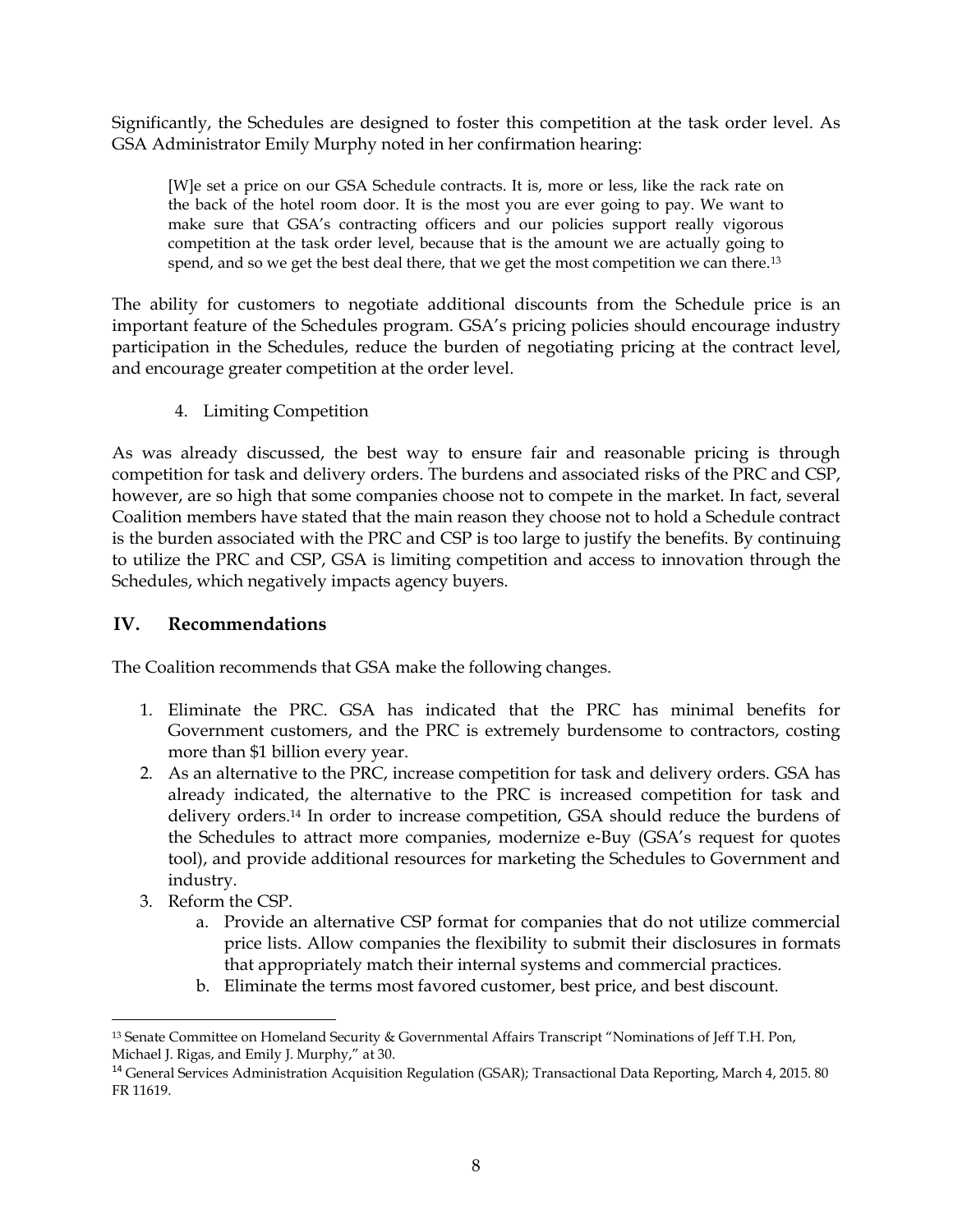Significantly, the Schedules are designed to foster this competition at the task order level. As GSA Administrator Emily Murphy noted in her confirmation hearing:

> [W]e set a price on our GSA Schedule contracts. It is, more or less, like the rack rate on the back of the hotel room door. It is the most you are ever going to pay. We want to make sure that GSA's contracting officers and our policies support really vigorous competition at the task order level, because that is the amount we are actually going to spend, and so we get the best deal there, that we get the most competition we can there.[13]

The ability for customers to negotiate additional discounts from the Schedule price is an important feature of the Schedules program. GSA's pricing policies should encourage industry participation in the Schedules, reduce the burden of negotiating pricing at the contract level, and encourage greater competition at the order level.

4. Limiting Competition

As was already discussed, the best way to ensure fair and reasonable pricing is through competition for task and delivery orders. The burdens and associated risks of the PRC and CSP, however, are so high that some companies choose not to compete in the market. In fact, several Coalition members have stated that the main reason they choose not to hold a Schedule contract is the burden associated with the PRC and CSP is too large to justify the benefits. By continuing to utilize the PRC and CSP, GSA is limiting competition and access to innovation through the Schedules, which negatively impacts agency buyers.

## IV. Recommendations

The Coalition recommends that GSA make the following changes.

1. Eliminate the PRC. GSA has indicated that the PRC has minimal benefits for Government customers, and the PRC is extremely burdensome to contractors, costing more than $1 billion every year.
2. As an alternative to the PRC, increase competition for task and delivery orders. GSA has already indicated, the alternative to the PRC is increased competition for task and delivery orders.[14] In order to increase competition, GSA should reduce the burdens of the Schedules to attract more companies, modernize e-Buy (GSA's request for quotes tool), and provide additional resources for marketing the Schedules to Government and industry.
3. Reform the CSP.
   a. Provide an alternative CSP format for companies that do not utilize commercial price lists. Allow companies the flexibility to submit their disclosures in formats that appropriately match their internal systems and commercial practices.
   b. Eliminate the terms most favored customer, best price, and best discount.

---

[13] Senate Committee on Homeland Security & Governmental Affairs Transcript "Nominations of Jeff T.H. Pon, Michael J. Rigas, and Emily J. Murphy," at 30.

[14] General Services Administration Acquisition Regulation (GSAR); Transactional Data Reporting, March 4, 2015. 80 FR 11619.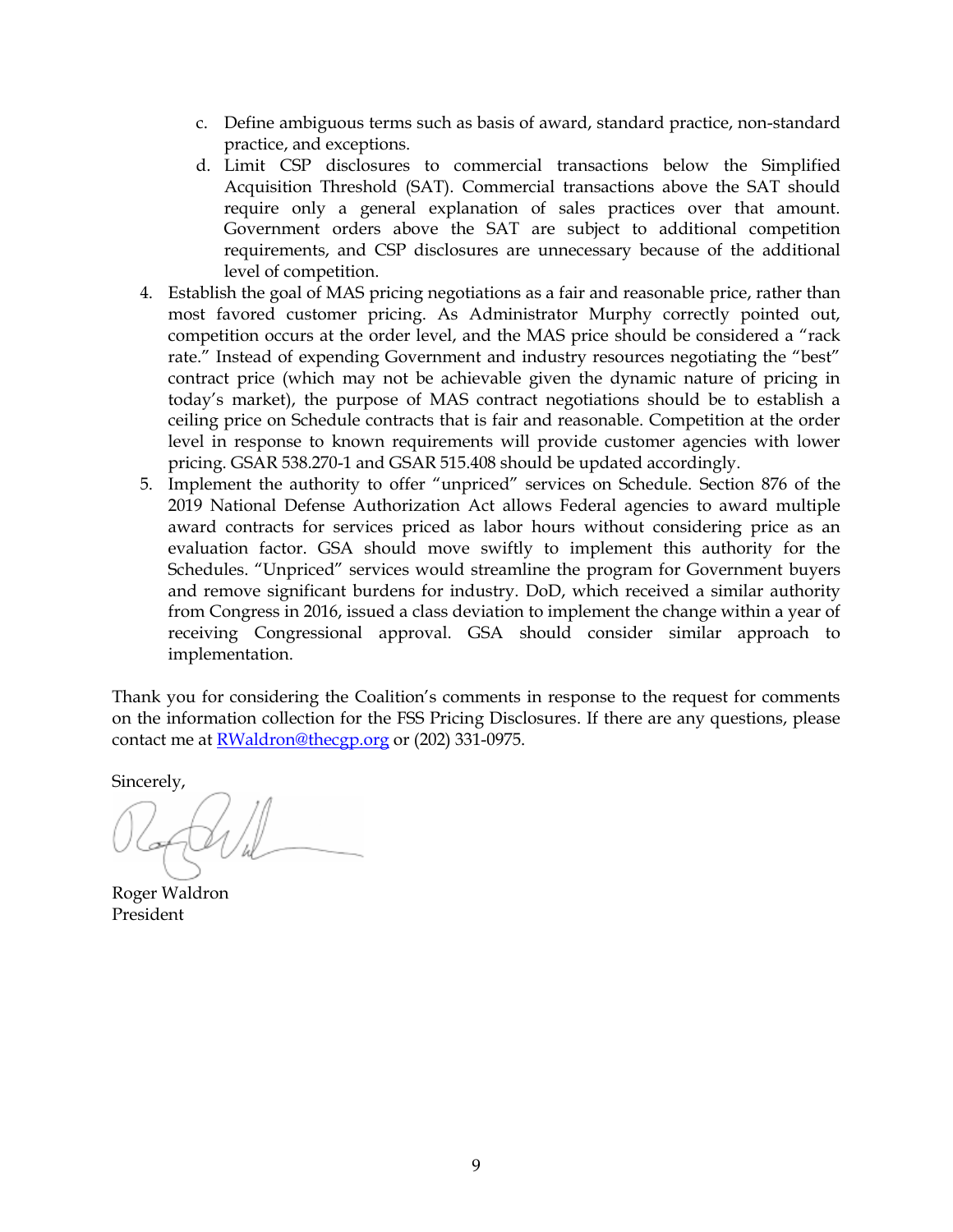c. Define ambiguous terms such as basis of award, standard practice, non-standard practice, and exceptions.
d. Limit CSP disclosures to commercial transactions below the Simplified Acquisition Threshold (SAT). Commercial transactions above the SAT should require only a general explanation of sales practices over that amount. Government orders above the SAT are subject to additional competition requirements, and CSP disclosures are unnecessary because of the additional level of competition.

4. Establish the goal of MAS pricing negotiations as a fair and reasonable price, rather than most favored customer pricing. As Administrator Murphy correctly pointed out, competition occurs at the order level, and the MAS price should be considered a "rack rate." Instead of expending Government and industry resources negotiating the "best" contract price (which may not be achievable given the dynamic nature of pricing in today's market), the purpose of MAS contract negotiations should be to establish a ceiling price on Schedule contracts that is fair and reasonable. Competition at the order level in response to known requirements will provide customer agencies with lower pricing. GSAR 538.270-1 and GSAR 515.408 should be updated accordingly.
5. Implement the authority to offer "unpriced" services on Schedule. Section 876 of the 2019 National Defense Authorization Act allows Federal agencies to award multiple award contracts for services priced as labor hours without considering price as an evaluation factor. GSA should move swiftly to implement this authority for the Schedules. "Unpriced" services would streamline the program for Government buyers and remove significant burdens for industry. DoD, which received a similar authority from Congress in 2016, issued a class deviation to implement the change within a year of receiving Congressional approval. GSA should consider similar approach to implementation.

Thank you for considering the Coalition's comments in response to the request for comments on the information collection for the FSS Pricing Disclosures. If there are any questions, please contact me at RWaldron@thecgp.org or (202) 331-0975.

Sincerely,

Roger Waldron
President